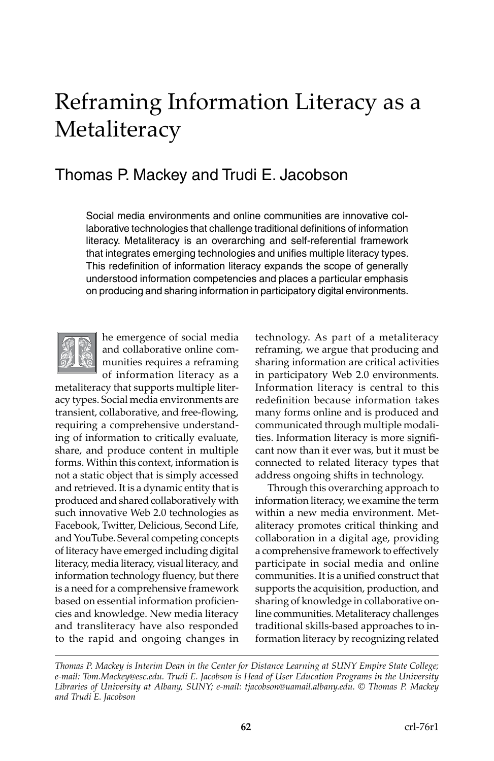# Reframing Information Literacy as a Metaliteracy

## Thomas P. Mackey and Trudi E. Jacobson

Social media environments and online communities are innovative collaborative technologies that challenge traditional definitions of information literacy. Metaliteracy is an overarching and self-referential framework that integrates emerging technologies and unifies multiple literacy types. This redefinition of information literacy expands the scope of generally understood information competencies and places a particular emphasis on producing and sharing information in participatory digital environments.

The emergence of social media and collaborative online communities requires a reframing of information literacy as a metaliteracy that supports multiple literacy types. Social media environments are transient, collaborative, and free-flowing, requiring a comprehensive understanding of information to critically evaluate, share, and produce content in multiple forms. Within this context, information is not a static object that is simply accessed and retrieved. It is a dynamic entity that is produced and shared collaboratively with such innovative Web 2.0 technologies as Facebook, Twitter, Delicious, Second Life, and YouTube. Several competing concepts of literacy have emerged including digital literacy, media literacy, visual literacy, and information technology fluency, but there is a need for a comprehensive framework based on essential information proficiencies and knowledge. New media literacy and transliteracy have also responded to the rapid and ongoing changes in technology. As part of a metaliteracy reframing, we argue that producing and sharing information are critical activities in participatory Web 2.0 environments. Information literacy is central to this redefinition because information takes many forms online and is produced and communicated through multiple modalities. Information literacy is more significant now than it ever was, but it must be connected to related literacy types that address ongoing shifts in technology.

Through this overarching approach to information literacy, we examine the term within a new media environment. Metaliteracy promotes critical thinking and collaboration in a digital age, providing a comprehensive framework to effectively participate in social media and online communities. It is a unified construct that supports the acquisition, production, and sharing of knowledge in collaborative online communities. Metaliteracy challenges traditional skills-based approaches to information literacy by recognizing related

*Thomas P. Mackey is Interim Dean in the Center for Distance Learning at SUNY Empire State College; e-mail: Tom.Mackey@esc.edu. Trudi E. Jacobson is Head of User Education Programs in the University Libraries of University at Albany, SUNY; e-mail: tjacobson@uamail.albany.edu. © Thomas P. Mackey and Trudi E. Jacobson*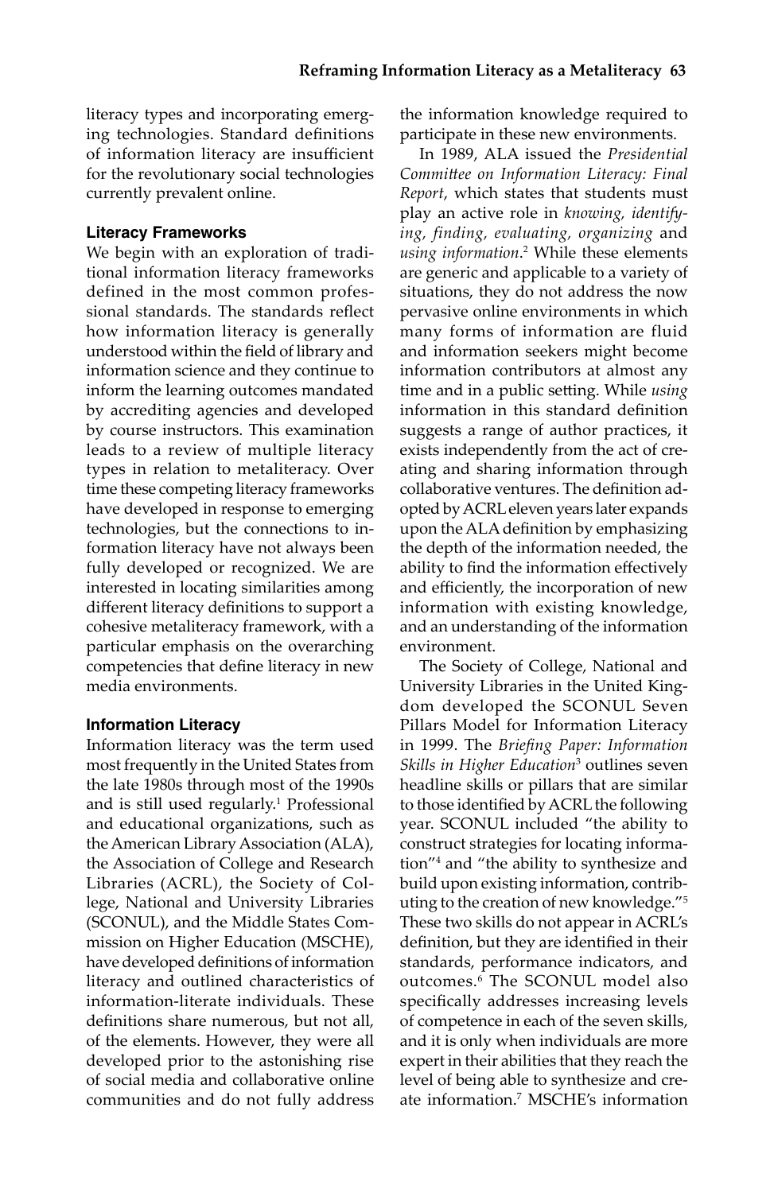literacy types and incorporating emerging technologies. Standard definitions of information literacy are insufficient for the revolutionary social technologies currently prevalent online.

### Literacy Frameworks

We begin with an exploration of traditional information literacy frameworks defined in the most common professional standards. The standards reflect how information literacy is generally understood within the field of library and information science and they continue to inform the learning outcomes mandated by accrediting agencies and developed by course instructors. This examination leads to a review of multiple literacy types in relation to metaliteracy. Over time these competing literacy frameworks have developed in response to emerging technologies, but the connections to information literacy have not always been fully developed or recognized. We are interested in locating similarities among different literacy definitions to support a cohesive metaliteracy framework, with a particular emphasis on the overarching competencies that define literacy in new media environments.

### Information Literacy

Information literacy was the term used most frequently in the United States from the late 1980s through most of the 1990s and is still used regularly.[1] Professional and educational organizations, such as the American Library Association (ALA), the Association of College and Research Libraries (ACRL), the Society of College, National and University Libraries (SCONUL), and the Middle States Commission on Higher Education (MSCHE), have developed definitions of information literacy and outlined characteristics of information-literate individuals. These definitions share numerous, but not all, of the elements. However, they were all developed prior to the astonishing rise of social media and collaborative online communities and do not fully address the information knowledge required to participate in these new environments.

In 1989, ALA issued the *Presidential Committee on Information Literacy: Final Report*, which states that students must play an active role in *knowing, identifying, finding, evaluating, organizing* and *using information*.[2] While these elements are generic and applicable to a variety of situations, they do not address the now pervasive online environments in which many forms of information are fluid and information seekers might become information contributors at almost any time and in a public setting. While *using* information in this standard definition suggests a range of author practices, it exists independently from the act of creating and sharing information through collaborative ventures. The definition adopted by ACRL eleven years later expands upon the ALA definition by emphasizing the depth of the information needed, the ability to find the information effectively and efficiently, the incorporation of new information with existing knowledge, and an understanding of the information environment.

The Society of College, National and University Libraries in the United Kingdom developed the SCONUL Seven Pillars Model for Information Literacy in 1999. The *Briefing Paper: Information Skills in Higher Education*[3] outlines seven headline skills or pillars that are similar to those identified by ACRL the following year. SCONUL included "the ability to construct strategies for locating information"[4] and "the ability to synthesize and build upon existing information, contributing to the creation of new knowledge."[5] These two skills do not appear in ACRL's definition, but they are identified in their standards, performance indicators, and outcomes.[6] The SCONUL model also specifically addresses increasing levels of competence in each of the seven skills, and it is only when individuals are more expert in their abilities that they reach the level of being able to synthesize and create information.[7] MSCHE's information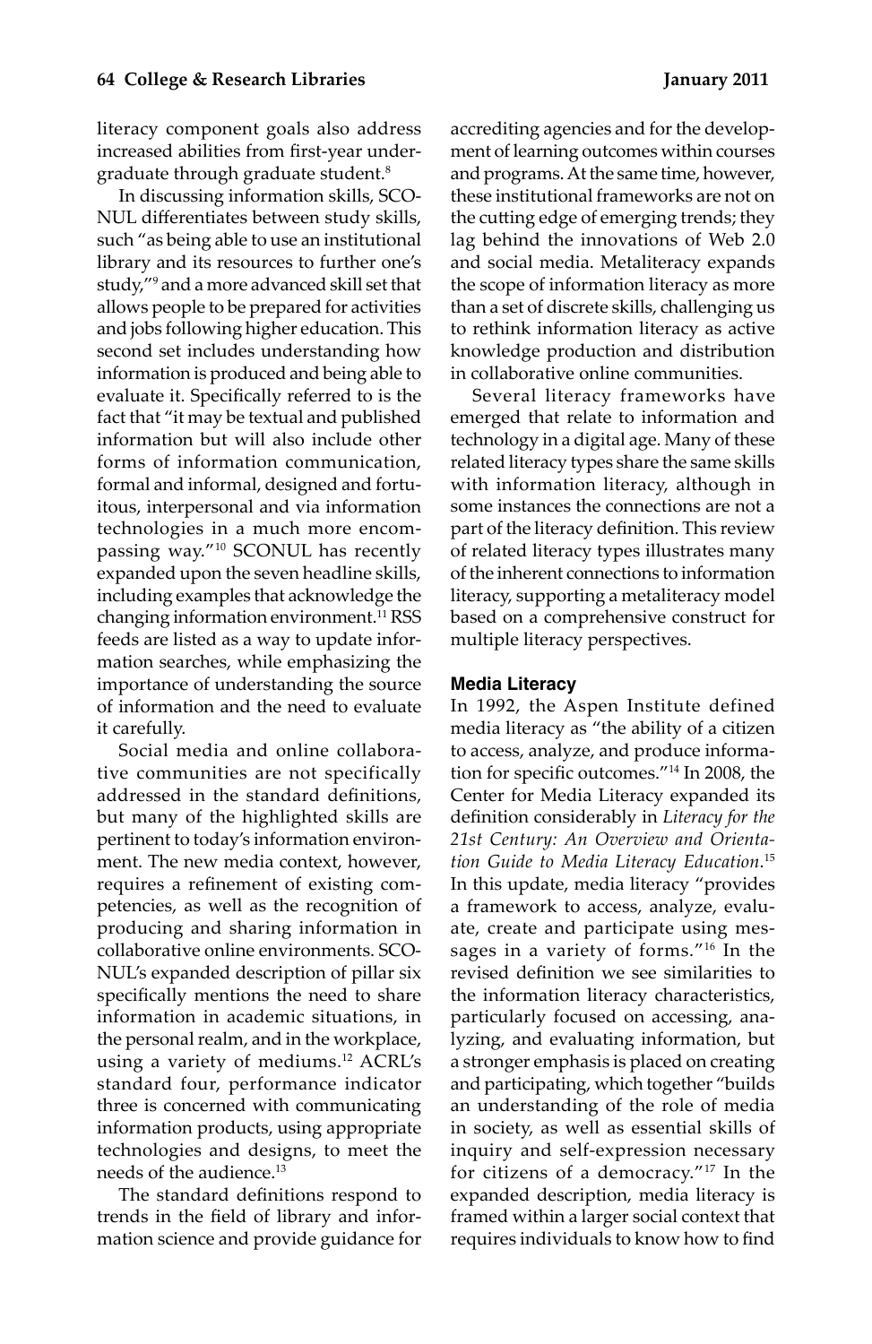literacy component goals also address increased abilities from first-year undergraduate through graduate student.[8]

In discussing information skills, SCONUL differentiates between study skills, such "as being able to use an institutional library and its resources to further one's study,"[9] and a more advanced skill set that allows people to be prepared for activities and jobs following higher education. This second set includes understanding how information is produced and being able to evaluate it. Specifically referred to is the fact that "it may be textual and published information but will also include other forms of information communication, formal and informal, designed and fortuitous, interpersonal and via information technologies in a much more encompassing way."[10] SCONUL has recently expanded upon the seven headline skills, including examples that acknowledge the changing information environment.[11] RSS feeds are listed as a way to update information searches, while emphasizing the importance of understanding the source of information and the need to evaluate it carefully.

Social media and online collaborative communities are not specifically addressed in the standard definitions, but many of the highlighted skills are pertinent to today's information environment. The new media context, however, requires a refinement of existing competencies, as well as the recognition of producing and sharing information in collaborative online environments. SCONUL's expanded description of pillar six specifically mentions the need to share information in academic situations, in the personal realm, and in the workplace, using a variety of mediums.[12] ACRL's standard four, performance indicator three is concerned with communicating information products, using appropriate technologies and designs, to meet the needs of the audience.[13]

The standard definitions respond to trends in the field of library and information science and provide guidance for accrediting agencies and for the development of learning outcomes within courses and programs. At the same time, however, these institutional frameworks are not on the cutting edge of emerging trends; they lag behind the innovations of Web 2.0 and social media. Metaliteracy expands the scope of information literacy as more than a set of discrete skills, challenging us to rethink information literacy as active knowledge production and distribution in collaborative online communities.

Several literacy frameworks have emerged that relate to information and technology in a digital age. Many of these related literacy types share the same skills with information literacy, although in some instances the connections are not a part of the literacy definition. This review of related literacy types illustrates many of the inherent connections to information literacy, supporting a metaliteracy model based on a comprehensive construct for multiple literacy perspectives.

### Media Literacy

In 1992, the Aspen Institute defined media literacy as "the ability of a citizen to access, analyze, and produce information for specific outcomes."[14] In 2008, the Center for Media Literacy expanded its definition considerably in *Literacy for the 21st Century: An Overview and Orientation Guide to Media Literacy Education*.[15] In this update, media literacy "provides a framework to access, analyze, evaluate, create and participate using messages in a variety of forms."[16] In the revised definition we see similarities to the information literacy characteristics, particularly focused on accessing, analyzing, and evaluating information, but a stronger emphasis is placed on creating and participating, which together "builds an understanding of the role of media in society, as well as essential skills of inquiry and self-expression necessary for citizens of a democracy."[17] In the expanded description, media literacy is framed within a larger social context that requires individuals to know how to find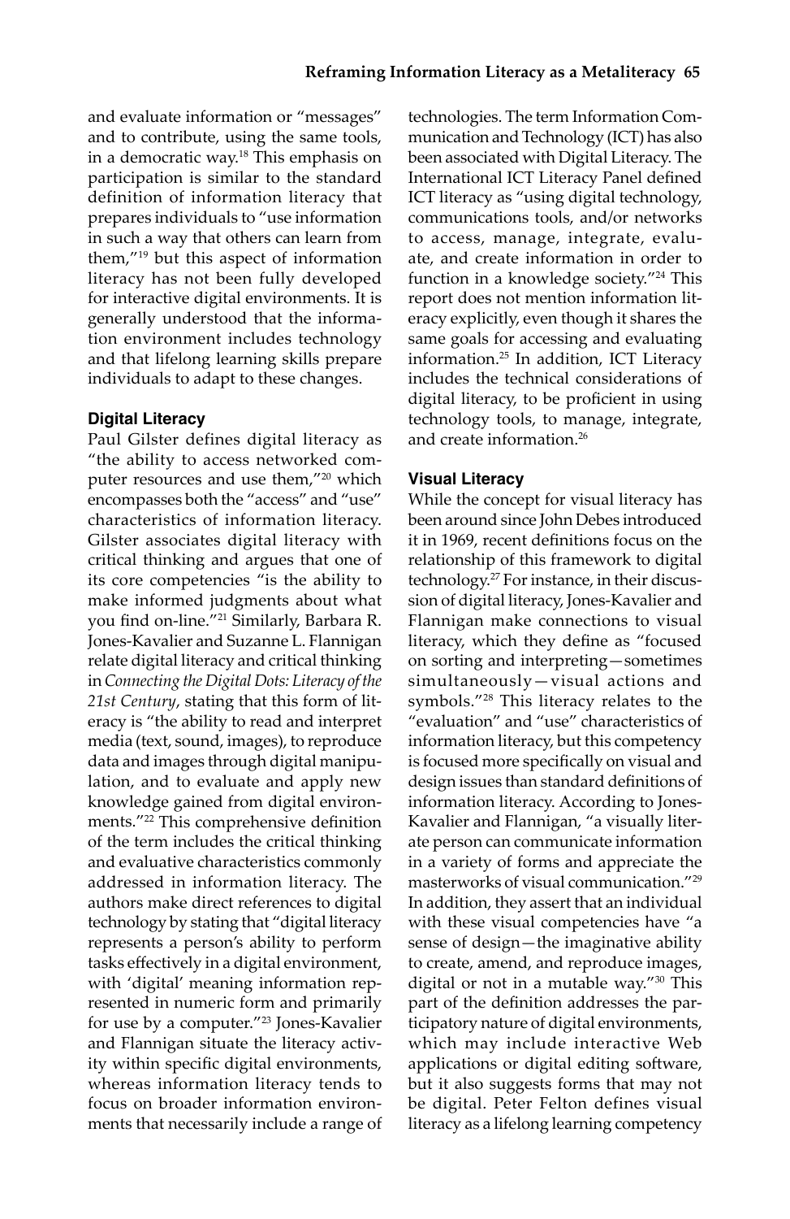and evaluate information or "messages" and to contribute, using the same tools, in a democratic way.[18] This emphasis on participation is similar to the standard definition of information literacy that prepares individuals to "use information in such a way that others can learn from them,"[19] but this aspect of information literacy has not been fully developed for interactive digital environments. It is generally understood that the information environment includes technology and that lifelong learning skills prepare individuals to adapt to these changes.

### Digital Literacy

Paul Gilster defines digital literacy as "the ability to access networked computer resources and use them,"[20] which encompasses both the "access" and "use" characteristics of information literacy. Gilster associates digital literacy with critical thinking and argues that one of its core competencies "is the ability to make informed judgments about what you find on-line."[21] Similarly, Barbara R. Jones-Kavalier and Suzanne L. Flannigan relate digital literacy and critical thinking in *Connecting the Digital Dots: Literacy of the 21st Century*, stating that this form of literacy is "the ability to read and interpret media (text, sound, images), to reproduce data and images through digital manipulation, and to evaluate and apply new knowledge gained from digital environments."[22] This comprehensive definition of the term includes the critical thinking and evaluative characteristics commonly addressed in information literacy. The authors make direct references to digital technology by stating that "digital literacy represents a person's ability to perform tasks effectively in a digital environment, with 'digital' meaning information represented in numeric form and primarily for use by a computer."[23] Jones-Kavalier and Flannigan situate the literacy activity within specific digital environments, whereas information literacy tends to focus on broader information environments that necessarily include a range of technologies. The term Information Communication and Technology (ICT) has also been associated with Digital Literacy. The International ICT Literacy Panel defined ICT literacy as "using digital technology, communications tools, and/or networks to access, manage, integrate, evaluate, and create information in order to function in a knowledge society."[24] This report does not mention information literacy explicitly, even though it shares the same goals for accessing and evaluating information.[25] In addition, ICT Literacy includes the technical considerations of digital literacy, to be proficient in using technology tools, to manage, integrate, and create information.[26]

### Visual Literacy

While the concept for visual literacy has been around since John Debes introduced it in 1969, recent definitions focus on the relationship of this framework to digital technology.[27] For instance, in their discussion of digital literacy, Jones-Kavalier and Flannigan make connections to visual literacy, which they define as "focused on sorting and interpreting—sometimes simultaneously—visual actions and symbols."[28] This literacy relates to the "evaluation" and "use" characteristics of information literacy, but this competency is focused more specifically on visual and design issues than standard definitions of information literacy. According to Jones-Kavalier and Flannigan, "a visually literate person can communicate information in a variety of forms and appreciate the masterworks of visual communication."[29] In addition, they assert that an individual with these visual competencies have "a sense of design—the imaginative ability to create, amend, and reproduce images, digital or not in a mutable way."[30] This part of the definition addresses the participatory nature of digital environments, which may include interactive Web applications or digital editing software, but it also suggests forms that may not be digital. Peter Felton defines visual literacy as a lifelong learning competency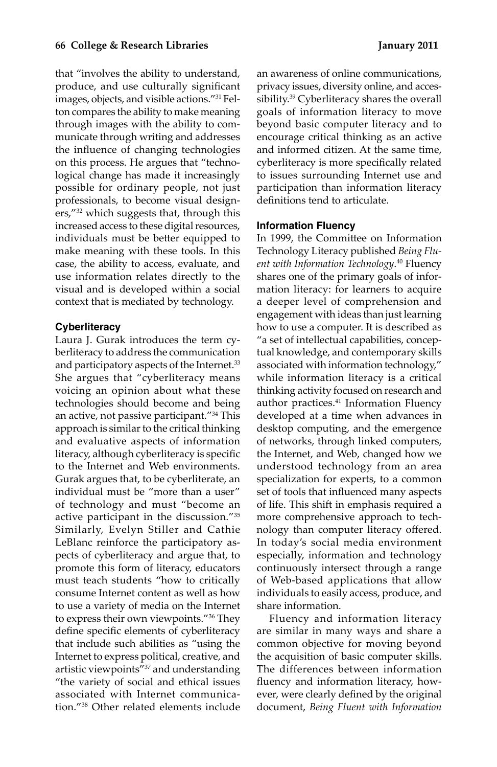that "involves the ability to understand, produce, and use culturally significant images, objects, and visible actions."[31] Felton compares the ability to make meaning through images with the ability to communicate through writing and addresses the influence of changing technologies on this process. He argues that "technological change has made it increasingly possible for ordinary people, not just professionals, to become visual designers,"[32] which suggests that, through this increased access to these digital resources, individuals must be better equipped to make meaning with these tools. In this case, the ability to access, evaluate, and use information relates directly to the visual and is developed within a social context that is mediated by technology.

### Cyberliteracy

Laura J. Gurak introduces the term cyberliteracy to address the communication and participatory aspects of the Internet.[33] She argues that "cyberliteracy means voicing an opinion about what these technologies should become and being an active, not passive participant."[34] This approach is similar to the critical thinking and evaluative aspects of information literacy, although cyberliteracy is specific to the Internet and Web environments. Gurak argues that, to be cyberliterate, an individual must be "more than a user" of technology and must "become an active participant in the discussion."[35] Similarly, Evelyn Stiller and Cathie LeBlanc reinforce the participatory aspects of cyberliteracy and argue that, to promote this form of literacy, educators must teach students "how to critically consume Internet content as well as how to use a variety of media on the Internet to express their own viewpoints."[36] They define specific elements of cyberliteracy that include such abilities as "using the Internet to express political, creative, and artistic viewpoints"[37] and understanding "the variety of social and ethical issues associated with Internet communication."[38] Other related elements include an awareness of online communications, privacy issues, diversity online, and accessibility.[39] Cyberliteracy shares the overall goals of information literacy to move beyond basic computer literacy and to encourage critical thinking as an active and informed citizen. At the same time, cyberliteracy is more specifically related to issues surrounding Internet use and participation than information literacy definitions tend to articulate.

### Information Fluency

In 1999, the Committee on Information Technology Literacy published *Being Fluent with Information Technology*.[40] Fluency shares one of the primary goals of information literacy: for learners to acquire a deeper level of comprehension and engagement with ideas than just learning how to use a computer. It is described as "a set of intellectual capabilities, conceptual knowledge, and contemporary skills associated with information technology," while information literacy is a critical thinking activity focused on research and author practices.[41] Information Fluency developed at a time when advances in desktop computing, and the emergence of networks, through linked computers, the Internet, and Web, changed how we understood technology from an area specialization for experts, to a common set of tools that influenced many aspects of life. This shift in emphasis required a more comprehensive approach to technology than computer literacy offered. In today's social media environment especially, information and technology continuously intersect through a range of Web-based applications that allow individuals to easily access, produce, and share information.

Fluency and information literacy are similar in many ways and share a common objective for moving beyond the acquisition of basic computer skills. The differences between information fluency and information literacy, however, were clearly defined by the original document, *Being Fluent with Information*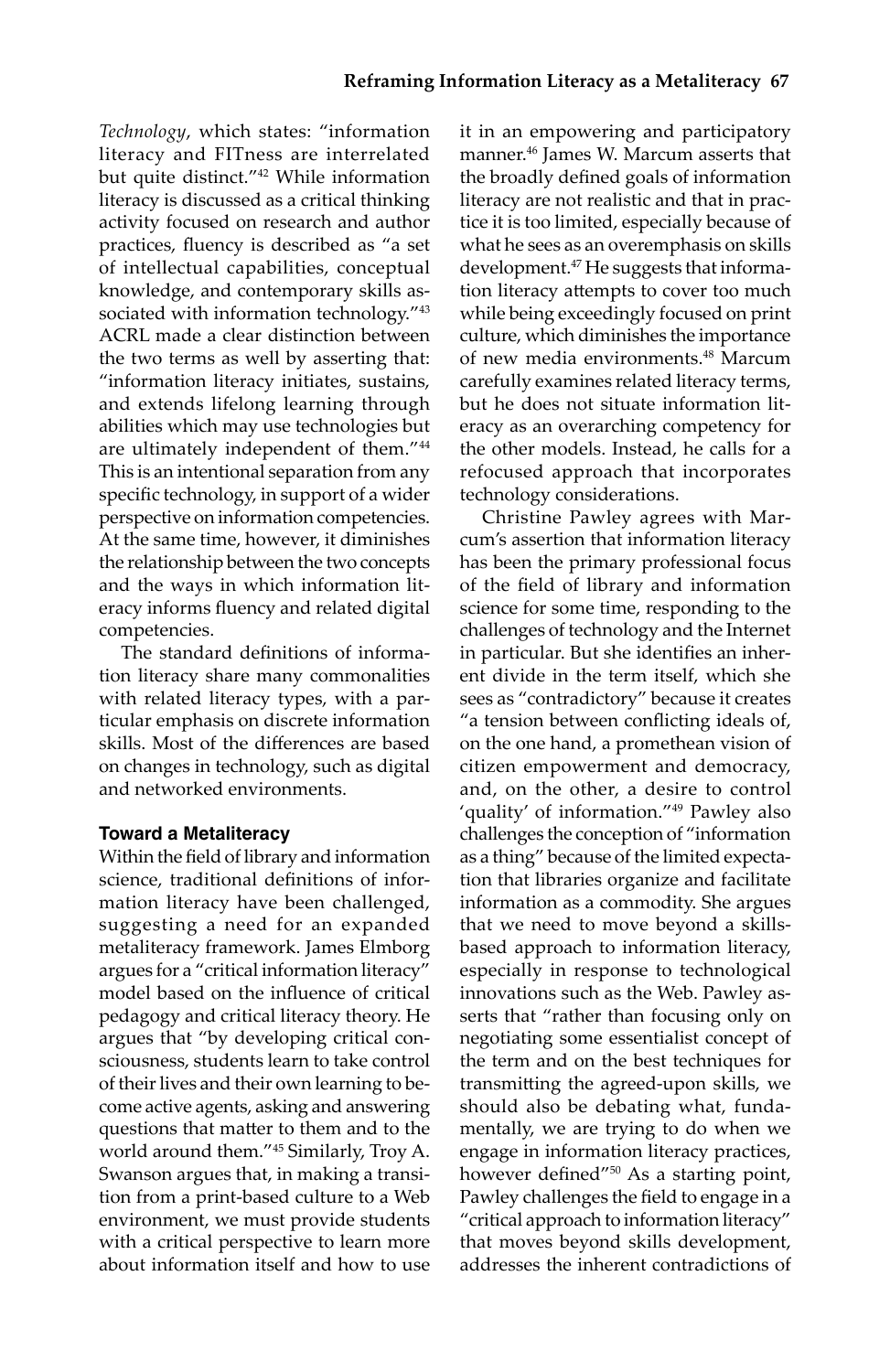*Technology*, which states: "information literacy and FITness are interrelated but quite distinct."[42] While information literacy is discussed as a critical thinking activity focused on research and author practices, fluency is described as "a set of intellectual capabilities, conceptual knowledge, and contemporary skills associated with information technology."[43] ACRL made a clear distinction between the two terms as well by asserting that: "information literacy initiates, sustains, and extends lifelong learning through abilities which may use technologies but are ultimately independent of them."[44] This is an intentional separation from any specific technology, in support of a wider perspective on information competencies. At the same time, however, it diminishes the relationship between the two concepts and the ways in which information literacy informs fluency and related digital competencies.

The standard definitions of information literacy share many commonalities with related literacy types, with a particular emphasis on discrete information skills. Most of the differences are based on changes in technology, such as digital and networked environments.

## Toward a Metaliteracy

Within the field of library and information science, traditional definitions of information literacy have been challenged, suggesting a need for an expanded metaliteracy framework. James Elmborg argues for a "critical information literacy" model based on the influence of critical pedagogy and critical literacy theory. He argues that "by developing critical consciousness, students learn to take control of their lives and their own learning to become active agents, asking and answering questions that matter to them and to the world around them."[45] Similarly, Troy A. Swanson argues that, in making a transition from a print-based culture to a Web environment, we must provide students with a critical perspective to learn more about information itself and how to use it in an empowering and participatory manner.[46] James W. Marcum asserts that the broadly defined goals of information literacy are not realistic and that in practice it is too limited, especially because of what he sees as an overemphasis on skills development.[47] He suggests that information literacy attempts to cover too much while being exceedingly focused on print culture, which diminishes the importance of new media environments.[48] Marcum carefully examines related literacy terms, but he does not situate information literacy as an overarching competency for the other models. Instead, he calls for a refocused approach that incorporates technology considerations.

Christine Pawley agrees with Marcum's assertion that information literacy has been the primary professional focus of the field of library and information science for some time, responding to the challenges of technology and the Internet in particular. But she identifies an inherent divide in the term itself, which she sees as "contradictory" because it creates "a tension between conflicting ideals of, on the one hand, a promethean vision of citizen empowerment and democracy, and, on the other, a desire to control 'quality' of information."[49] Pawley also challenges the conception of "information as a thing" because of the limited expectation that libraries organize and facilitate information as a commodity. She argues that we need to move beyond a skills-based approach to information literacy, especially in response to technological innovations such as the Web. Pawley asserts that "rather than focusing only on negotiating some essentialist concept of the term and on the best techniques for transmitting the agreed-upon skills, we should also be debating what, fundamentally, we are trying to do when we engage in information literacy practices, however defined"[50] As a starting point, Pawley challenges the field to engage in a "critical approach to information literacy" that moves beyond skills development, addresses the inherent contradictions of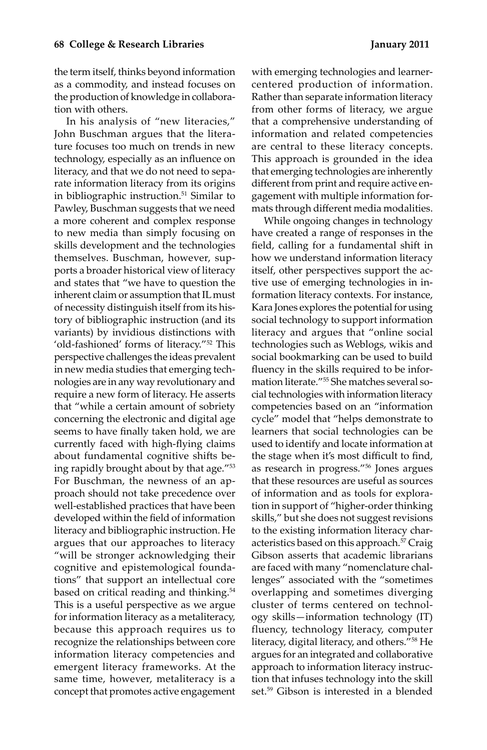the term itself, thinks beyond information as a commodity, and instead focuses on the production of knowledge in collaboration with others.

In his analysis of "new literacies," John Buschman argues that the literature focuses too much on trends in new technology, especially as an influence on literacy, and that we do not need to separate information literacy from its origins in bibliographic instruction.[51] Similar to Pawley, Buschman suggests that we need a more coherent and complex response to new media than simply focusing on skills development and the technologies themselves. Buschman, however, supports a broader historical view of literacy and states that "we have to question the inherent claim or assumption that IL must of necessity distinguish itself from its history of bibliographic instruction (and its variants) by invidious distinctions with 'old-fashioned' forms of literacy."[52] This perspective challenges the ideas prevalent in new media studies that emerging technologies are in any way revolutionary and require a new form of literacy. He asserts that "while a certain amount of sobriety concerning the electronic and digital age seems to have finally taken hold, we are currently faced with high-flying claims about fundamental cognitive shifts being rapidly brought about by that age."[53] For Buschman, the newness of an approach should not take precedence over well-established practices that have been developed within the field of information literacy and bibliographic instruction. He argues that our approaches to literacy "will be stronger acknowledging their cognitive and epistemological foundations" that support an intellectual core based on critical reading and thinking.[54] This is a useful perspective as we argue for information literacy as a metaliteracy, because this approach requires us to recognize the relationships between core information literacy competencies and emergent literacy frameworks. At the same time, however, metaliteracy is a concept that promotes active engagement with emerging technologies and learner-centered production of information. Rather than separate information literacy from other forms of literacy, we argue that a comprehensive understanding of information and related competencies are central to these literacy concepts. This approach is grounded in the idea that emerging technologies are inherently different from print and require active engagement with multiple information formats through different media modalities.

While ongoing changes in technology have created a range of responses in the field, calling for a fundamental shift in how we understand information literacy itself, other perspectives support the active use of emerging technologies in information literacy contexts. For instance, Kara Jones explores the potential for using social technology to support information literacy and argues that "online social technologies such as Weblogs, wikis and social bookmarking can be used to build fluency in the skills required to be information literate."[55] She matches several social technologies with information literacy competencies based on an "information cycle" model that "helps demonstrate to learners that social technologies can be used to identify and locate information at the stage when it's most difficult to find, as research in progress."[56] Jones argues that these resources are useful as sources of information and as tools for exploration in support of "higher-order thinking skills," but she does not suggest revisions to the existing information literacy characteristics based on this approach.[57] Craig Gibson asserts that academic librarians are faced with many "nomenclature challenges" associated with the "sometimes overlapping and sometimes diverging cluster of terms centered on technology skills—information technology (IT) fluency, technology literacy, computer literacy, digital literacy, and others."[58] He argues for an integrated and collaborative approach to information literacy instruction that infuses technology into the skill set.[59] Gibson is interested in a blended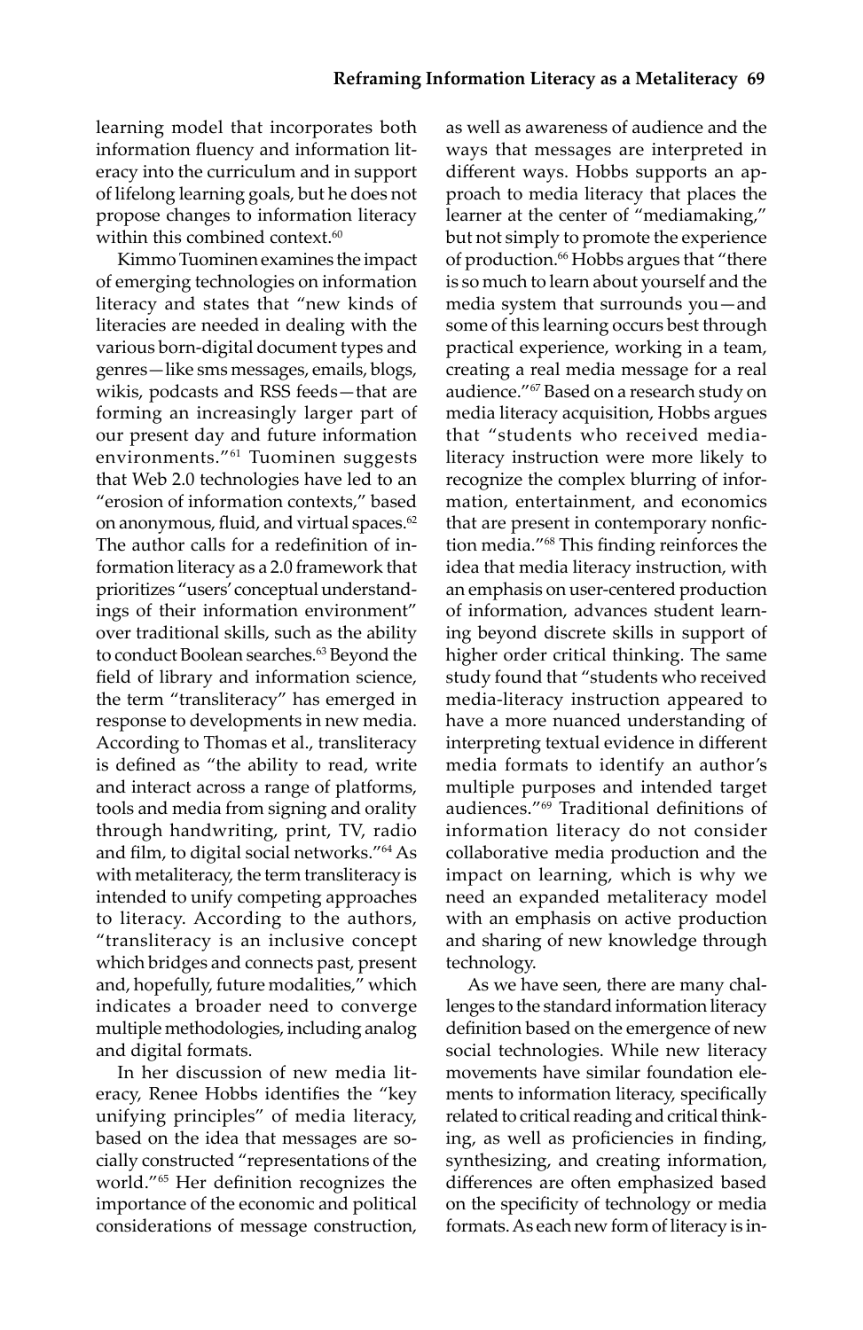learning model that incorporates both information fluency and information literacy into the curriculum and in support of lifelong learning goals, but he does not propose changes to information literacy within this combined context.[60]

Kimmo Tuominen examines the impact of emerging technologies on information literacy and states that "new kinds of literacies are needed in dealing with the various born-digital document types and genres—like sms messages, emails, blogs, wikis, podcasts and RSS feeds—that are forming an increasingly larger part of our present day and future information environments."[61] Tuominen suggests that Web 2.0 technologies have led to an "erosion of information contexts," based on anonymous, fluid, and virtual spaces.[62] The author calls for a redefinition of information literacy as a 2.0 framework that prioritizes "users' conceptual understandings of their information environment" over traditional skills, such as the ability to conduct Boolean searches.[63] Beyond the field of library and information science, the term "transliteracy" has emerged in response to developments in new media. According to Thomas et al., transliteracy is defined as "the ability to read, write and interact across a range of platforms, tools and media from signing and orality through handwriting, print, TV, radio and film, to digital social networks."[64] As with metaliteracy, the term transliteracy is intended to unify competing approaches to literacy. According to the authors, "transliteracy is an inclusive concept which bridges and connects past, present and, hopefully, future modalities," which indicates a broader need to converge multiple methodologies, including analog and digital formats.

In her discussion of new media literacy, Renee Hobbs identifies the "key unifying principles" of media literacy, based on the idea that messages are socially constructed "representations of the world."[65] Her definition recognizes the importance of the economic and political considerations of message construction, as well as awareness of audience and the ways that messages are interpreted in different ways. Hobbs supports an approach to media literacy that places the learner at the center of "mediamaking," but not simply to promote the experience of production.[66] Hobbs argues that "there is so much to learn about yourself and the media system that surrounds you—and some of this learning occurs best through practical experience, working in a team, creating a real media message for a real audience."[67] Based on a research study on media literacy acquisition, Hobbs argues that "students who received media-literacy instruction were more likely to recognize the complex blurring of information, entertainment, and economics that are present in contemporary nonfiction media."[68] This finding reinforces the idea that media literacy instruction, with an emphasis on user-centered production of information, advances student learning beyond discrete skills in support of higher order critical thinking. The same study found that "students who received media-literacy instruction appeared to have a more nuanced understanding of interpreting textual evidence in different media formats to identify an author's multiple purposes and intended target audiences."[69] Traditional definitions of information literacy do not consider collaborative media production and the impact on learning, which is why we need an expanded metaliteracy model with an emphasis on active production and sharing of new knowledge through technology.

As we have seen, there are many challenges to the standard information literacy definition based on the emergence of new social technologies. While new literacy movements have similar foundation elements to information literacy, specifically related to critical reading and critical thinking, as well as proficiencies in finding, synthesizing, and creating information, differences are often emphasized based on the specificity of technology or media formats. As each new form of literacy is in-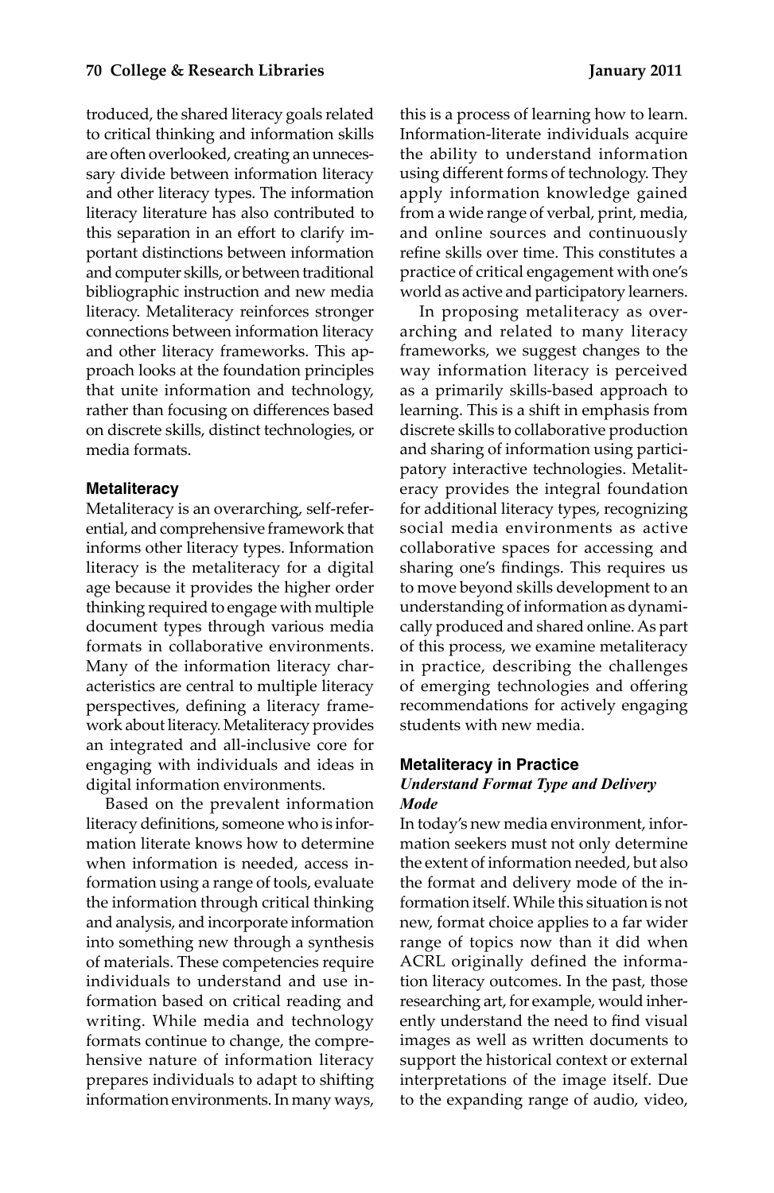troduced, the shared literacy goals related to critical thinking and information skills are often overlooked, creating an unnecessary divide between information literacy and other literacy types. The information literacy literature has also contributed to this separation in an effort to clarify important distinctions between information and computer skills, or between traditional bibliographic instruction and new media literacy. Metaliteracy reinforces stronger connections between information literacy and other literacy frameworks. This approach looks at the foundation principles that unite information and technology, rather than focusing on differences based on discrete skills, distinct technologies, or media formats.

### Metaliteracy

Metaliteracy is an overarching, self-referential, and comprehensive framework that informs other literacy types. Information literacy is the metaliteracy for a digital age because it provides the higher order thinking required to engage with multiple document types through various media formats in collaborative environments. Many of the information literacy characteristics are central to multiple literacy perspectives, defining a literacy framework about literacy. Metaliteracy provides an integrated and all-inclusive core for engaging with individuals and ideas in digital information environments.

Based on the prevalent information literacy definitions, someone who is information literate knows how to determine when information is needed, access information using a range of tools, evaluate the information through critical thinking and analysis, and incorporate information into something new through a synthesis of materials. These competencies require individuals to understand and use information based on critical reading and writing. While media and technology formats continue to change, the comprehensive nature of information literacy prepares individuals to adapt to shifting information environments. In many ways, this is a process of learning how to learn. Information-literate individuals acquire the ability to understand information using different forms of technology. They apply information knowledge gained from a wide range of verbal, print, media, and online sources and continuously refine skills over time. This constitutes a practice of critical engagement with one's world as active and participatory learners.

In proposing metaliteracy as overarching and related to many literacy frameworks, we suggest changes to the way information literacy is perceived as a primarily skills-based approach to learning. This is a shift in emphasis from discrete skills to collaborative production and sharing of information using participatory interactive technologies. Metaliteracy provides the integral foundation for additional literacy types, recognizing social media environments as active collaborative spaces for accessing and sharing one's findings. This requires us to move beyond skills development to an understanding of information as dynamically produced and shared online. As part of this process, we examine metaliteracy in practice, describing the challenges of emerging technologies and offering recommendations for actively engaging students with new media.

### Metaliteracy in Practice

#### *Understand Format Type and Delivery Mode*

In today's new media environment, information seekers must not only determine the extent of information needed, but also the format and delivery mode of the information itself. While this situation is not new, format choice applies to a far wider range of topics now than it did when ACRL originally defined the information literacy outcomes. In the past, those researching art, for example, would inherently understand the need to find visual images as well as written documents to support the historical context or external interpretations of the image itself. Due to the expanding range of audio, video,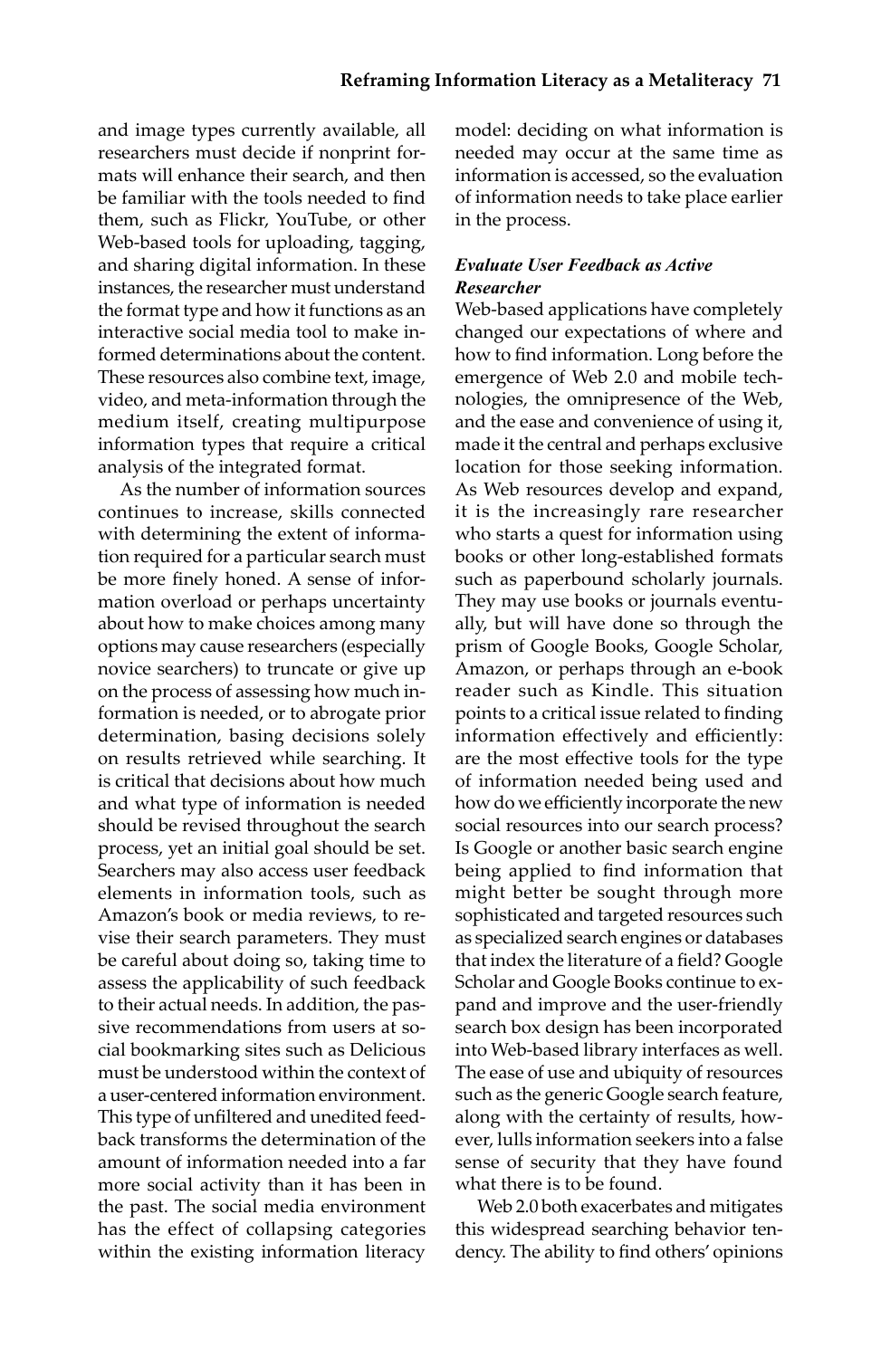and image types currently available, all researchers must decide if nonprint formats will enhance their search, and then be familiar with the tools needed to find them, such as Flickr, YouTube, or other Web-based tools for uploading, tagging, and sharing digital information. In these instances, the researcher must understand the format type and how it functions as an interactive social media tool to make informed determinations about the content. These resources also combine text, image, video, and meta-information through the medium itself, creating multipurpose information types that require a critical analysis of the integrated format.

As the number of information sources continues to increase, skills connected with determining the extent of information required for a particular search must be more finely honed. A sense of information overload or perhaps uncertainty about how to make choices among many options may cause researchers (especially novice searchers) to truncate or give up on the process of assessing how much information is needed, or to abrogate prior determination, basing decisions solely on results retrieved while searching. It is critical that decisions about how much and what type of information is needed should be revised throughout the search process, yet an initial goal should be set. Searchers may also access user feedback elements in information tools, such as Amazon's book or media reviews, to revise their search parameters. They must be careful about doing so, taking time to assess the applicability of such feedback to their actual needs. In addition, the passive recommendations from users at social bookmarking sites such as Delicious must be understood within the context of a user-centered information environment. This type of unfiltered and unedited feedback transforms the determination of the amount of information needed into a far more social activity than it has been in the past. The social media environment has the effect of collapsing categories within the existing information literacy model: deciding on what information is needed may occur at the same time as information is accessed, so the evaluation of information needs to take place earlier in the process.

#### *Evaluate User Feedback as Active Researcher*

Web-based applications have completely changed our expectations of where and how to find information. Long before the emergence of Web 2.0 and mobile technologies, the omnipresence of the Web, and the ease and convenience of using it, made it the central and perhaps exclusive location for those seeking information. As Web resources develop and expand, it is the increasingly rare researcher who starts a quest for information using books or other long-established formats such as paperbound scholarly journals. They may use books or journals eventually, but will have done so through the prism of Google Books, Google Scholar, Amazon, or perhaps through an e-book reader such as Kindle. This situation points to a critical issue related to finding information effectively and efficiently: are the most effective tools for the type of information needed being used and how do we efficiently incorporate the new social resources into our search process? Is Google or another basic search engine being applied to find information that might better be sought through more sophisticated and targeted resources such as specialized search engines or databases that index the literature of a field? Google Scholar and Google Books continue to expand and improve and the user-friendly search box design has been incorporated into Web-based library interfaces as well. The ease of use and ubiquity of resources such as the generic Google search feature, along with the certainty of results, however, lulls information seekers into a false sense of security that they have found what there is to be found.

Web 2.0 both exacerbates and mitigates this widespread searching behavior tendency. The ability to find others' opinions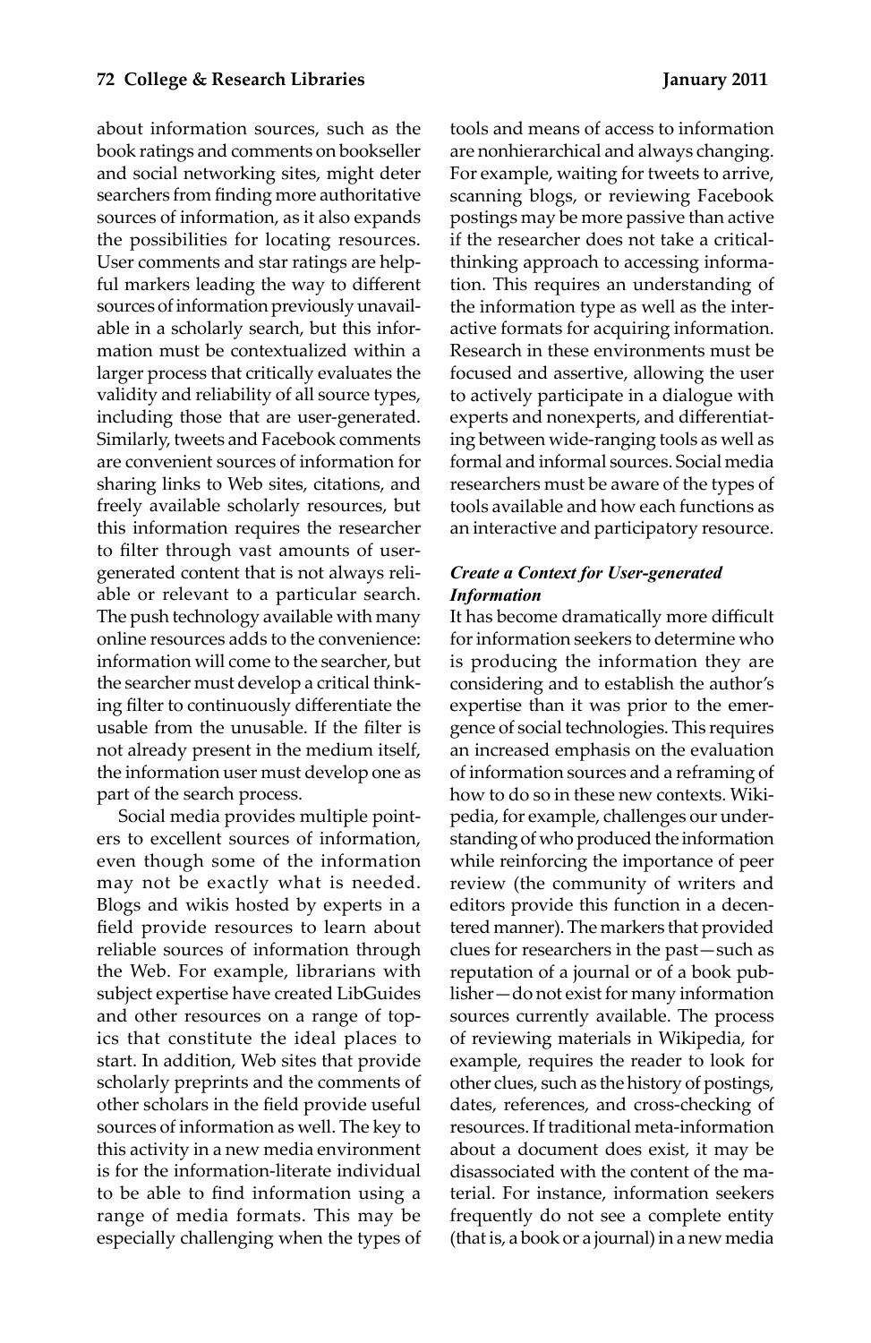about information sources, such as the book ratings and comments on bookseller and social networking sites, might deter searchers from finding more authoritative sources of information, as it also expands the possibilities for locating resources. User comments and star ratings are helpful markers leading the way to different sources of information previously unavailable in a scholarly search, but this information must be contextualized within a larger process that critically evaluates the validity and reliability of all source types, including those that are user-generated. Similarly, tweets and Facebook comments are convenient sources of information for sharing links to Web sites, citations, and freely available scholarly resources, but this information requires the researcher to filter through vast amounts of user-generated content that is not always reliable or relevant to a particular search. The push technology available with many online resources adds to the convenience: information will come to the searcher, but the searcher must develop a critical thinking filter to continuously differentiate the usable from the unusable. If the filter is not already present in the medium itself, the information user must develop one as part of the search process.

Social media provides multiple pointers to excellent sources of information, even though some of the information may not be exactly what is needed. Blogs and wikis hosted by experts in a field provide resources to learn about reliable sources of information through the Web. For example, librarians with subject expertise have created LibGuides and other resources on a range of topics that constitute the ideal places to start. In addition, Web sites that provide scholarly preprints and the comments of other scholars in the field provide useful sources of information as well. The key to this activity in a new media environment is for the information-literate individual to be able to find information using a range of media formats. This may be especially challenging when the types of tools and means of access to information are nonhierarchical and always changing. For example, waiting for tweets to arrive, scanning blogs, or reviewing Facebook postings may be more passive than active if the researcher does not take a critical-thinking approach to accessing information. This requires an understanding of the information type as well as the interactive formats for acquiring information. Research in these environments must be focused and assertive, allowing the user to actively participate in a dialogue with experts and nonexperts, and differentiating between wide-ranging tools as well as formal and informal sources. Social media researchers must be aware of the types of tools available and how each functions as an interactive and participatory resource.

### *Create a Context for User-generated Information*

It has become dramatically more difficult for information seekers to determine who is producing the information they are considering and to establish the author's expertise than it was prior to the emergence of social technologies. This requires an increased emphasis on the evaluation of information sources and a reframing of how to do so in these new contexts. Wikipedia, for example, challenges our understanding of who produced the information while reinforcing the importance of peer review (the community of writers and editors provide this function in a decentered manner). The markers that provided clues for researchers in the past—such as reputation of a journal or of a book publisher—do not exist for many information sources currently available. The process of reviewing materials in Wikipedia, for example, requires the reader to look for other clues, such as the history of postings, dates, references, and cross-checking of resources. If traditional meta-information about a document does exist, it may be disassociated with the content of the material. For instance, information seekers frequently do not see a complete entity (that is, a book or a journal) in a new media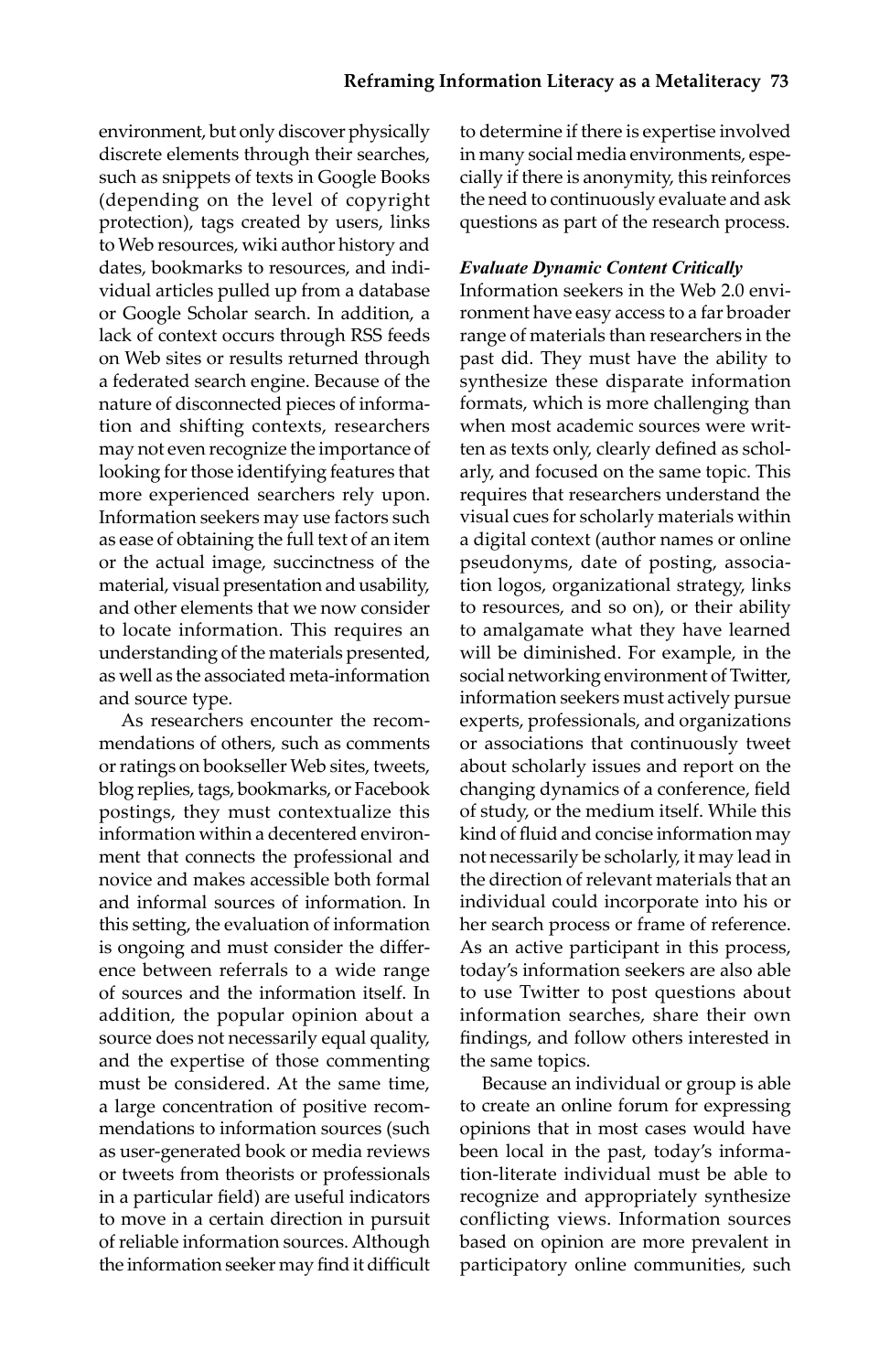environment, but only discover physically discrete elements through their searches, such as snippets of texts in Google Books (depending on the level of copyright protection), tags created by users, links to Web resources, wiki author history and dates, bookmarks to resources, and individual articles pulled up from a database or Google Scholar search. In addition, a lack of context occurs through RSS feeds on Web sites or results returned through a federated search engine. Because of the nature of disconnected pieces of information and shifting contexts, researchers may not even recognize the importance of looking for those identifying features that more experienced searchers rely upon. Information seekers may use factors such as ease of obtaining the full text of an item or the actual image, succinctness of the material, visual presentation and usability, and other elements that we now consider to locate information. This requires an understanding of the materials presented, as well as the associated meta-information and source type.

As researchers encounter the recommendations of others, such as comments or ratings on bookseller Web sites, tweets, blog replies, tags, bookmarks, or Facebook postings, they must contextualize this information within a decentered environment that connects the professional and novice and makes accessible both formal and informal sources of information. In this setting, the evaluation of information is ongoing and must consider the difference between referrals to a wide range of sources and the information itself. In addition, the popular opinion about a source does not necessarily equal quality, and the expertise of those commenting must be considered. At the same time, a large concentration of positive recommendations to information sources (such as user-generated book or media reviews or tweets from theorists or professionals in a particular field) are useful indicators to move in a certain direction in pursuit of reliable information sources. Although the information seeker may find it difficult to determine if there is expertise involved in many social media environments, especially if there is anonymity, this reinforces the need to continuously evaluate and ask questions as part of the research process.

***Evaluate Dynamic Content Critically***

Information seekers in the Web 2.0 environment have easy access to a far broader range of materials than researchers in the past did. They must have the ability to synthesize these disparate information formats, which is more challenging than when most academic sources were written as texts only, clearly defined as scholarly, and focused on the same topic. This requires that researchers understand the visual cues for scholarly materials within a digital context (author names or online pseudonyms, date of posting, association logos, organizational strategy, links to resources, and so on), or their ability to amalgamate what they have learned will be diminished. For example, in the social networking environment of Twitter, information seekers must actively pursue experts, professionals, and organizations or associations that continuously tweet about scholarly issues and report on the changing dynamics of a conference, field of study, or the medium itself. While this kind of fluid and concise information may not necessarily be scholarly, it may lead in the direction of relevant materials that an individual could incorporate into his or her search process or frame of reference. As an active participant in this process, today's information seekers are also able to use Twitter to post questions about information searches, share their own findings, and follow others interested in the same topics.

Because an individual or group is able to create an online forum for expressing opinions that in most cases would have been local in the past, today's information-literate individual must be able to recognize and appropriately synthesize conflicting views. Information sources based on opinion are more prevalent in participatory online communities, such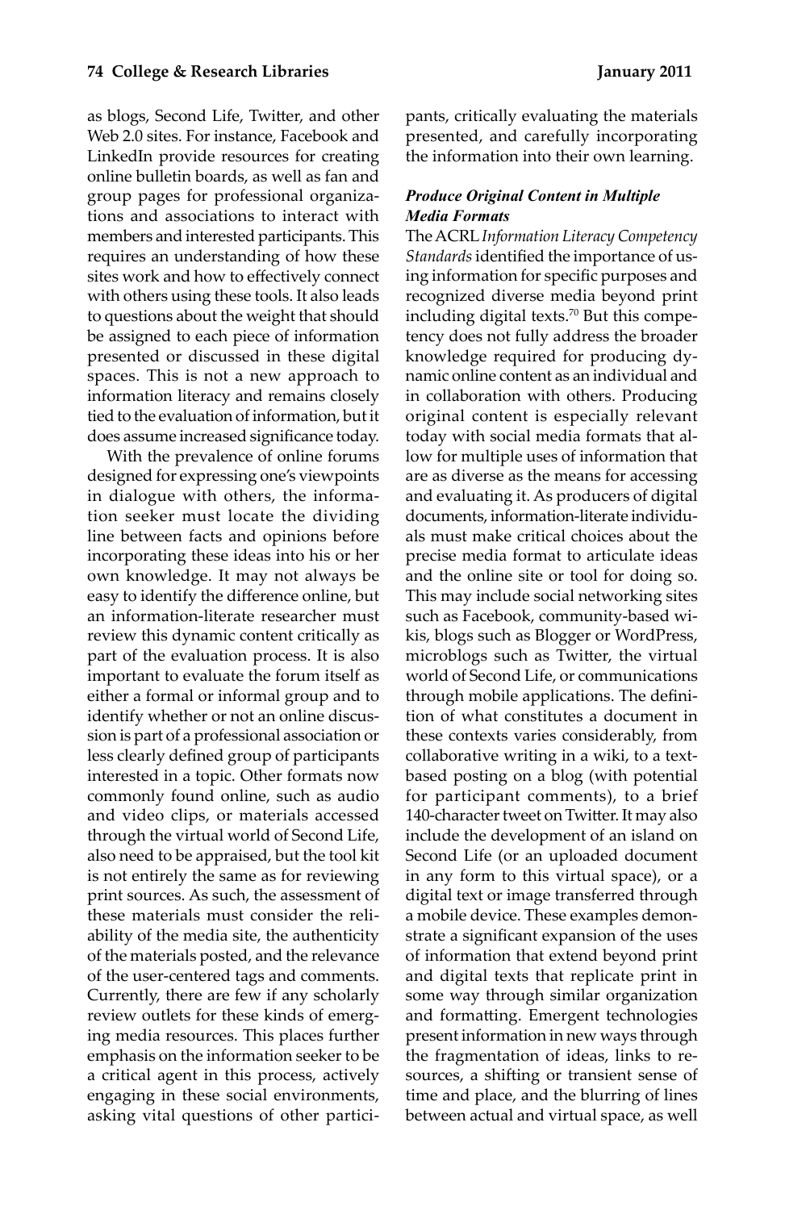as blogs, Second Life, Twitter, and other Web 2.0 sites. For instance, Facebook and LinkedIn provide resources for creating online bulletin boards, as well as fan and group pages for professional organizations and associations to interact with members and interested participants. This requires an understanding of how these sites work and how to effectively connect with others using these tools. It also leads to questions about the weight that should be assigned to each piece of information presented or discussed in these digital spaces. This is not a new approach to information literacy and remains closely tied to the evaluation of information, but it does assume increased significance today.

With the prevalence of online forums designed for expressing one's viewpoints in dialogue with others, the information seeker must locate the dividing line between facts and opinions before incorporating these ideas into his or her own knowledge. It may not always be easy to identify the difference online, but an information-literate researcher must review this dynamic content critically as part of the evaluation process. It is also important to evaluate the forum itself as either a formal or informal group and to identify whether or not an online discussion is part of a professional association or less clearly defined group of participants interested in a topic. Other formats now commonly found online, such as audio and video clips, or materials accessed through the virtual world of Second Life, also need to be appraised, but the tool kit is not entirely the same as for reviewing print sources. As such, the assessment of these materials must consider the reliability of the media site, the authenticity of the materials posted, and the relevance of the user-centered tags and comments. Currently, there are few if any scholarly review outlets for these kinds of emerging media resources. This places further emphasis on the information seeker to be a critical agent in this process, actively engaging in these social environments, asking vital questions of other participants, critically evaluating the materials presented, and carefully incorporating the information into their own learning.

### *Produce Original Content in Multiple Media Formats*

The ACRL *Information Literacy Competency Standards* identified the importance of using information for specific purposes and recognized diverse media beyond print including digital texts.[70] But this competency does not fully address the broader knowledge required for producing dynamic online content as an individual and in collaboration with others. Producing original content is especially relevant today with social media formats that allow for multiple uses of information that are as diverse as the means for accessing and evaluating it. As producers of digital documents, information-literate individuals must make critical choices about the precise media format to articulate ideas and the online site or tool for doing so. This may include social networking sites such as Facebook, community-based wikis, blogs such as Blogger or WordPress, microblogs such as Twitter, the virtual world of Second Life, or communications through mobile applications. The definition of what constitutes a document in these contexts varies considerably, from collaborative writing in a wiki, to a text-based posting on a blog (with potential for participant comments), to a brief 140-character tweet on Twitter. It may also include the development of an island on Second Life (or an uploaded document in any form to this virtual space), or a digital text or image transferred through a mobile device. These examples demonstrate a significant expansion of the uses of information that extend beyond print and digital texts that replicate print in some way through similar organization and formatting. Emergent technologies present information in new ways through the fragmentation of ideas, links to resources, a shifting or transient sense of time and place, and the blurring of lines between actual and virtual space, as well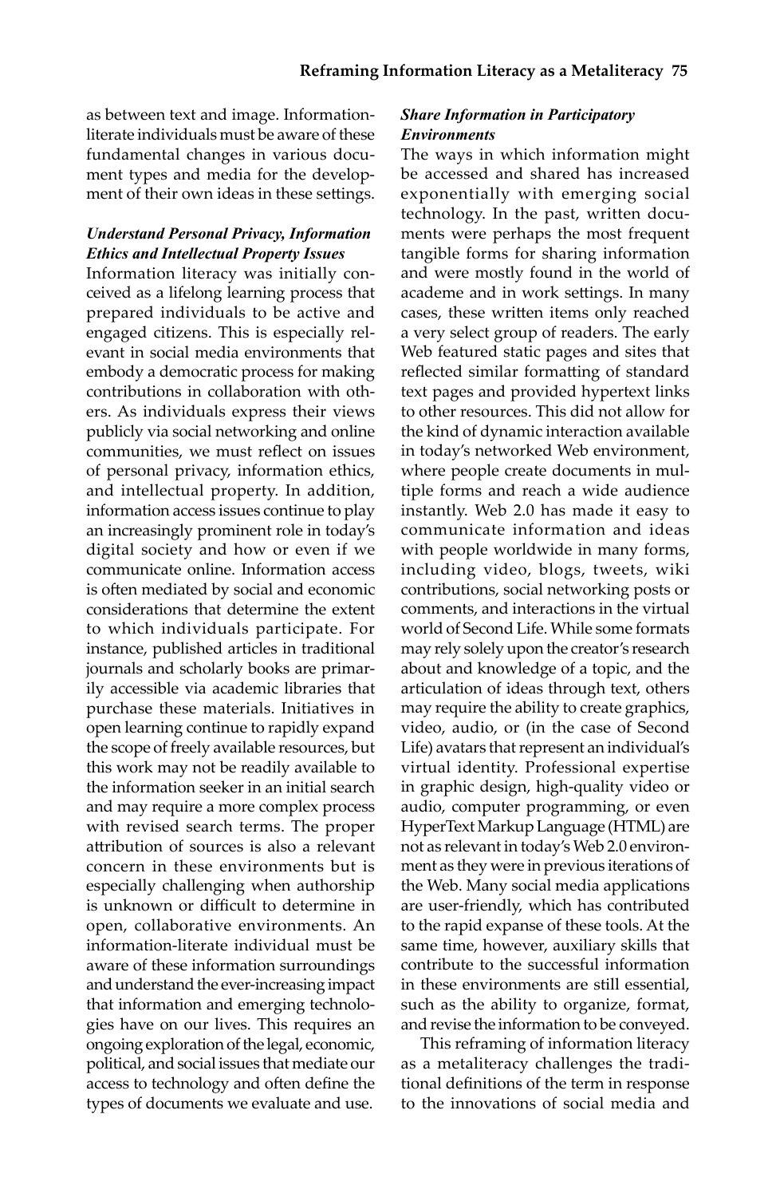as between text and image. Information-literate individuals must be aware of these fundamental changes in various document types and media for the development of their own ideas in these settings.

***Understand Personal Privacy, Information Ethics and Intellectual Property Issues***

Information literacy was initially conceived as a lifelong learning process that prepared individuals to be active and engaged citizens. This is especially relevant in social media environments that embody a democratic process for making contributions in collaboration with others. As individuals express their views publicly via social networking and online communities, we must reflect on issues of personal privacy, information ethics, and intellectual property. In addition, information access issues continue to play an increasingly prominent role in today's digital society and how or even if we communicate online. Information access is often mediated by social and economic considerations that determine the extent to which individuals participate. For instance, published articles in traditional journals and scholarly books are primarily accessible via academic libraries that purchase these materials. Initiatives in open learning continue to rapidly expand the scope of freely available resources, but this work may not be readily available to the information seeker in an initial search and may require a more complex process with revised search terms. The proper attribution of sources is also a relevant concern in these environments but is especially challenging when authorship is unknown or difficult to determine in open, collaborative environments. An information-literate individual must be aware of these information surroundings and understand the ever-increasing impact that information and emerging technologies have on our lives. This requires an ongoing exploration of the legal, economic, political, and social issues that mediate our access to technology and often define the types of documents we evaluate and use.

***Share Information in Participatory Environments***

The ways in which information might be accessed and shared has increased exponentially with emerging social technology. In the past, written documents were perhaps the most frequent tangible forms for sharing information and were mostly found in the world of academe and in work settings. In many cases, these written items only reached a very select group of readers. The early Web featured static pages and sites that reflected similar formatting of standard text pages and provided hypertext links to other resources. This did not allow for the kind of dynamic interaction available in today's networked Web environment, where people create documents in multiple forms and reach a wide audience instantly. Web 2.0 has made it easy to communicate information and ideas with people worldwide in many forms, including video, blogs, tweets, wiki contributions, social networking posts or comments, and interactions in the virtual world of Second Life. While some formats may rely solely upon the creator's research about and knowledge of a topic, and the articulation of ideas through text, others may require the ability to create graphics, video, audio, or (in the case of Second Life) avatars that represent an individual's virtual identity. Professional expertise in graphic design, high-quality video or audio, computer programming, or even HyperText Markup Language (HTML) are not as relevant in today's Web 2.0 environment as they were in previous iterations of the Web. Many social media applications are user-friendly, which has contributed to the rapid expanse of these tools. At the same time, however, auxiliary skills that contribute to the successful information in these environments are still essential, such as the ability to organize, format, and revise the information to be conveyed.

This reframing of information literacy as a metaliteracy challenges the traditional definitions of the term in response to the innovations of social media and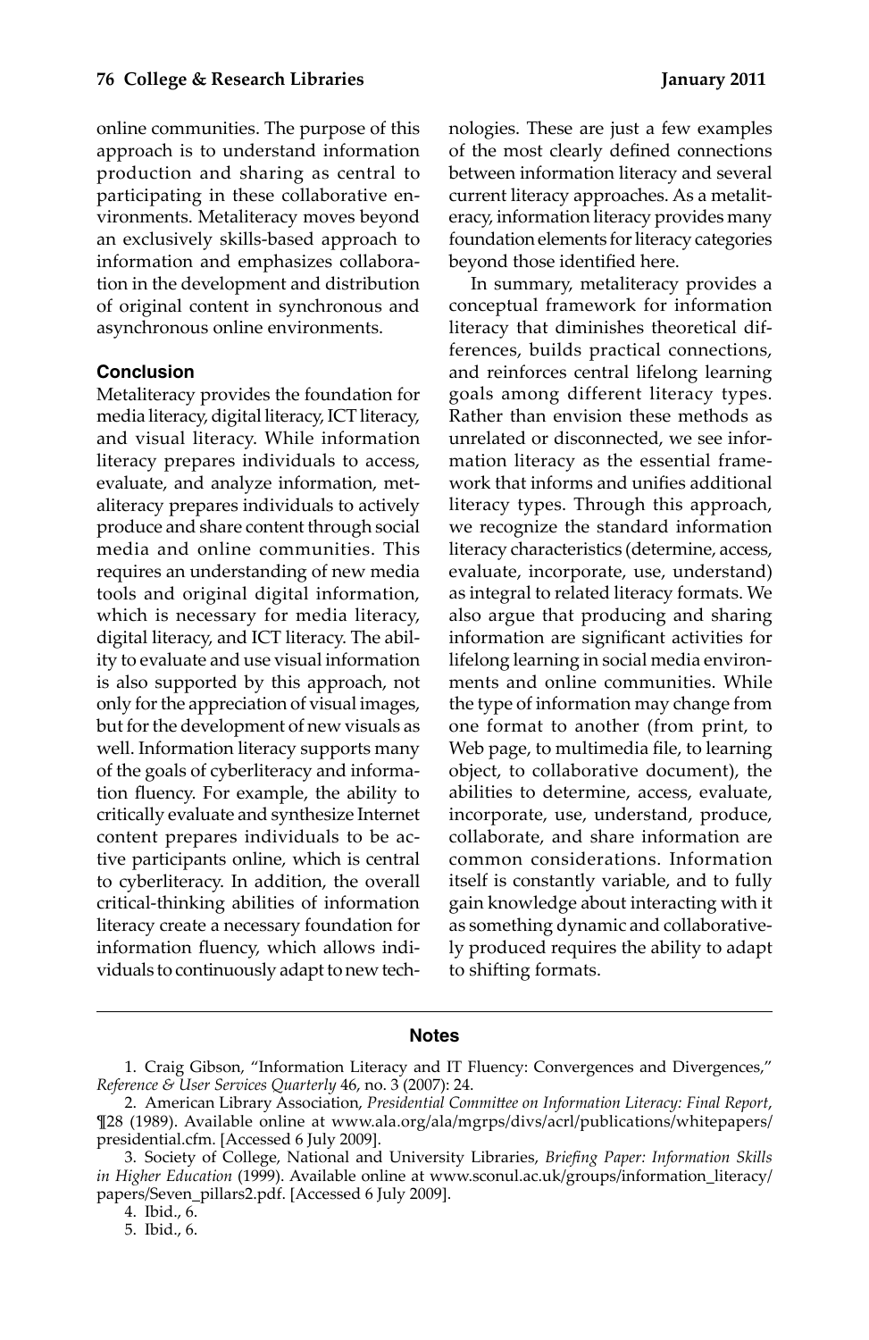online communities. The purpose of this approach is to understand information production and sharing as central to participating in these collaborative environments. Metaliteracy moves beyond an exclusively skills-based approach to information and emphasizes collaboration in the development and distribution of original content in synchronous and asynchronous online environments.

## Conclusion

Metaliteracy provides the foundation for media literacy, digital literacy, ICT literacy, and visual literacy. While information literacy prepares individuals to access, evaluate, and analyze information, metaliteracy prepares individuals to actively produce and share content through social media and online communities. This requires an understanding of new media tools and original digital information, which is necessary for media literacy, digital literacy, and ICT literacy. The ability to evaluate and use visual information is also supported by this approach, not only for the appreciation of visual images, but for the development of new visuals as well. Information literacy supports many of the goals of cyberliteracy and information fluency. For example, the ability to critically evaluate and synthesize Internet content prepares individuals to be active participants online, which is central to cyberliteracy. In addition, the overall critical-thinking abilities of information literacy create a necessary foundation for information fluency, which allows individuals to continuously adapt to new technologies. These are just a few examples of the most clearly defined connections between information literacy and several current literacy approaches. As a metaliteracy, information literacy provides many foundation elements for literacy categories beyond those identified here.

In summary, metaliteracy provides a conceptual framework for information literacy that diminishes theoretical differences, builds practical connections, and reinforces central lifelong learning goals among different literacy types. Rather than envision these methods as unrelated or disconnected, we see information literacy as the essential framework that informs and unifies additional literacy types. Through this approach, we recognize the standard information literacy characteristics (determine, access, evaluate, incorporate, use, understand) as integral to related literacy formats. We also argue that producing and sharing information are significant activities for lifelong learning in social media environments and online communities. While the type of information may change from one format to another (from print, to Web page, to multimedia file, to learning object, to collaborative document), the abilities to determine, access, evaluate, incorporate, use, understand, produce, collaborate, and share information are common considerations. Information itself is constantly variable, and to fully gain knowledge about interacting with it as something dynamic and collaboratively produced requires the ability to adapt to shifting formats.

## Notes

1. Craig Gibson, "Information Literacy and IT Fluency: Convergences and Divergences," *Reference & User Services Quarterly* 46, no. 3 (2007): 24.

2. American Library Association, *Presidential Committee on Information Literacy: Final Report*, ¶28 (1989). Available online at www.ala.org/ala/mgrps/divs/acrl/publications/whitepapers/presidential.cfm. [Accessed 6 July 2009].

3. Society of College, National and University Libraries, *Briefing Paper: Information Skills in Higher Education* (1999). Available online at www.sconul.ac.uk/groups/information_literacy/papers/Seven_pillars2.pdf. [Accessed 6 July 2009].

4. Ibid., 6.

5. Ibid., 6.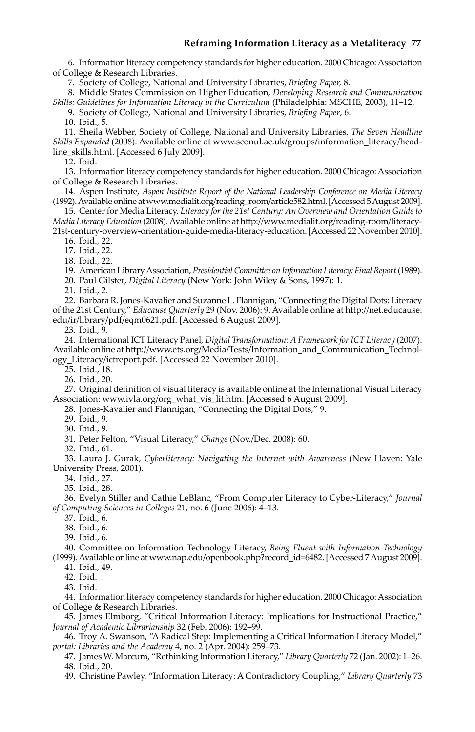6. Information literacy competency standards for higher education. 2000 Chicago: Association of College & Research Libraries.

7. Society of College, National and University Libraries, *Briefing Paper,* 8.

8. Middle States Commission on Higher Education, *Developing Research and Communication Skills: Guidelines for Information Literacy in the Curriculum* (Philadelphia: MSCHE, 2003), 11–12.

9. Society of College, National and University Libraries, *Briefing Paper*, 6.

10. Ibid., 5.

11. Sheila Webber, Society of College, National and University Libraries, *The Seven Headline Skills Expanded* (2008). Available online at www.sconul.ac.uk/groups/information_literacy/headline_skills.html. [Accessed 6 July 2009].

12. Ibid.

13. Information literacy competency standards for higher education. 2000 Chicago: Association of College & Research Libraries.

14. Aspen Institute, *Aspen Institute Report of the National Leadership Conference on Media Literacy* (1992). Available online at www.medialit.org/reading_room/article582.html. [Accessed 5 August 2009].

15. Center for Media Literacy, *Literacy for the 21st Century: An Overview and Orientation Guide to Media Literacy Education* (2008). Available online at http://www.medialit.org/reading-room/literacy-21st-century-overview-orientation-guide-media-literacy-education. [Accessed 22 November 2010].

16. Ibid., 22.

17. Ibid., 22.

18. Ibid., 22.

19. American Library Association, *Presidential Committee on Information Literacy: Final Report* (1989).

20. Paul Gilster, *Digital Literacy* (New York: John Wiley & Sons, 1997): 1.

21. Ibid., 2.

22. Barbara R. Jones-Kavalier and Suzanne L. Flannigan, "Connecting the Digital Dots: Literacy of the 21st Century," *Educause Quarterly* 29 (Nov. 2006): 9. Available online at http://net.educause.edu/ir/library/pdf/eqm0621.pdf. [Accessed 6 August 2009].

23. Ibid., 9.

24. International ICT Literacy Panel, *Digital Transformation: A Framework for ICT Literacy* (2007). Available online at http://www.ets.org/Media/Tests/Information_and_Communication_Technology_Literacy/ictreport.pdf. [Accessed 22 November 2010].

25. Ibid., 18.

26. Ibid., 20.

27. Original definition of visual literacy is available online at the International Visual Literacy Association: www.ivla.org/org_what_vis_lit.htm. [Accessed 6 August 2009].

28. Jones-Kavalier and Flannigan, "Connecting the Digital Dots," 9.

29. Ibid., 9.

30. Ibid., 9.

31. Peter Felton, "Visual Literacy," *Change* (Nov./Dec. 2008): 60.

32. Ibid., 61.

33. Laura J. Gurak, *Cyberliteracy: Navigating the Internet with Awareness* (New Haven: Yale University Press, 2001).

34. Ibid., 27.

35. Ibid., 28.

36. Evelyn Stiller and Cathie LeBlanc, "From Computer Literacy to Cyber-Literacy," *Journal of Computing Sciences in Colleges* 21, no. 6 (June 2006): 4–13.

37. Ibid., 6.

38. Ibid., 6.

39. Ibid., 6.

40. Committee on Information Technology Literacy, *Being Fluent with Information Technology* (1999). Available online at www.nap.edu/openbook.php?record_id=6482. [Accessed 7 August 2009].

41. Ibid., 49.

42. Ibid.

43. Ibid.

44. Information literacy competency standards for higher education. 2000 Chicago: Association of College & Research Libraries.

45. James Elmborg, "Critical Information Literacy: Implications for Instructional Practice," *Journal of Academic Librarianship* 32 (Feb. 2006): 192–99.

46. Troy A. Swanson, "A Radical Step: Implementing a Critical Information Literacy Model," *portal: Libraries and the Academy* 4, no. 2 (Apr. 2004): 259–73.

47. James W. Marcum, "Rethinking Information Literacy," *Library Quarterly* 72 (Jan. 2002): 1–26.

48. Ibid., 20.

49. Christine Pawley, "Information Literacy: A Contradictory Coupling," *Library Quarterly* 73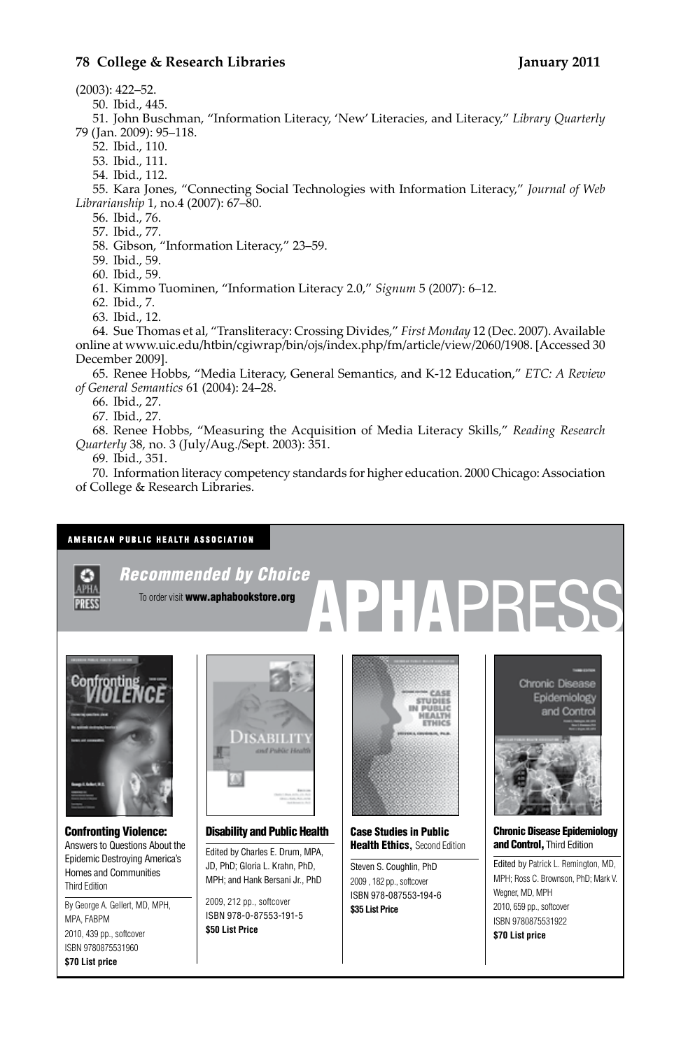(2003): 422–52.

50. Ibid., 445.

51. John Buschman, “Information Literacy, ‘New’ Literacies, and Literacy,” *Library Quarterly* 79 (Jan. 2009): 95–118.

52. Ibid., 110.

53. Ibid., 111.

54. Ibid., 112.

55. Kara Jones, “Connecting Social Technologies with Information Literacy,” *Journal of Web Librarianship* 1, no.4 (2007): 67–80.

56. Ibid., 76.

57. Ibid., 77.

58. Gibson, “Information Literacy,” 23–59.

59. Ibid., 59.

60. Ibid., 59.

61. Kimmo Tuominen, “Information Literacy 2.0,” *Signum* 5 (2007): 6–12.

62. Ibid., 7.

63. Ibid., 12.

64. Sue Thomas et al, “Transliteracy: Crossing Divides,” *First Monday* 12 (Dec. 2007). Available online at www.uic.edu/htbin/cgiwrap/bin/ojs/index.php/fm/article/view/2060/1908. [Accessed 30 December 2009].

65. Renee Hobbs, “Media Literacy, General Semantics, and K-12 Education,” *ETC: A Review of General Semantics* 61 (2004): 24–28.

66. Ibid., 27.

67. Ibid., 27.

68. Renee Hobbs, “Measuring the Acquisition of Media Literacy Skills,” *Reading Research Quarterly* 38, no. 3 (July/Aug./Sept. 2003): 351.

69. Ibid., 351.

70. Information literacy competency standards for higher education. 2000 Chicago: Association of College & Research Libraries.

AMERICAN PUBLIC HEALTH ASSOCIATION

**Recommended by Choice**

To order visit **www.aphabookstore.org**

**APHA**PRESS

**Confronting Violence:** Answers to Questions About the Epidemic Destroying America's Homes and Communities, Third Edition
By George A. Gellert, MD, MPH, MPA, FABPM
2010, 439 pp., softcover
ISBN 9780875531960
**$70 List price**

**Disability and Public Health**
Edited by Charles E. Drum, MPA, JD, PhD; Gloria L. Krahn, PhD, MPH; and Hank Bersani Jr., PhD
2009, 212 pp., softcover
ISBN 978-0-87553-191-5
**$50 List Price**

**Case Studies in Public Health Ethics,** Second Edition
Steven S. Coughlin, PhD
2009 , 182 pp., softcover
ISBN 978-087553-194-6
**$35 List Price**

**Chronic Disease Epidemiology and Control,** Third Edition
Edited by Patrick L. Remington, MD, MPH; Ross C. Brownson, PhD; Mark V. Wegner, MD, MPH
2010, 659 pp., softcover
ISBN 9780875531922
**$70 List price**